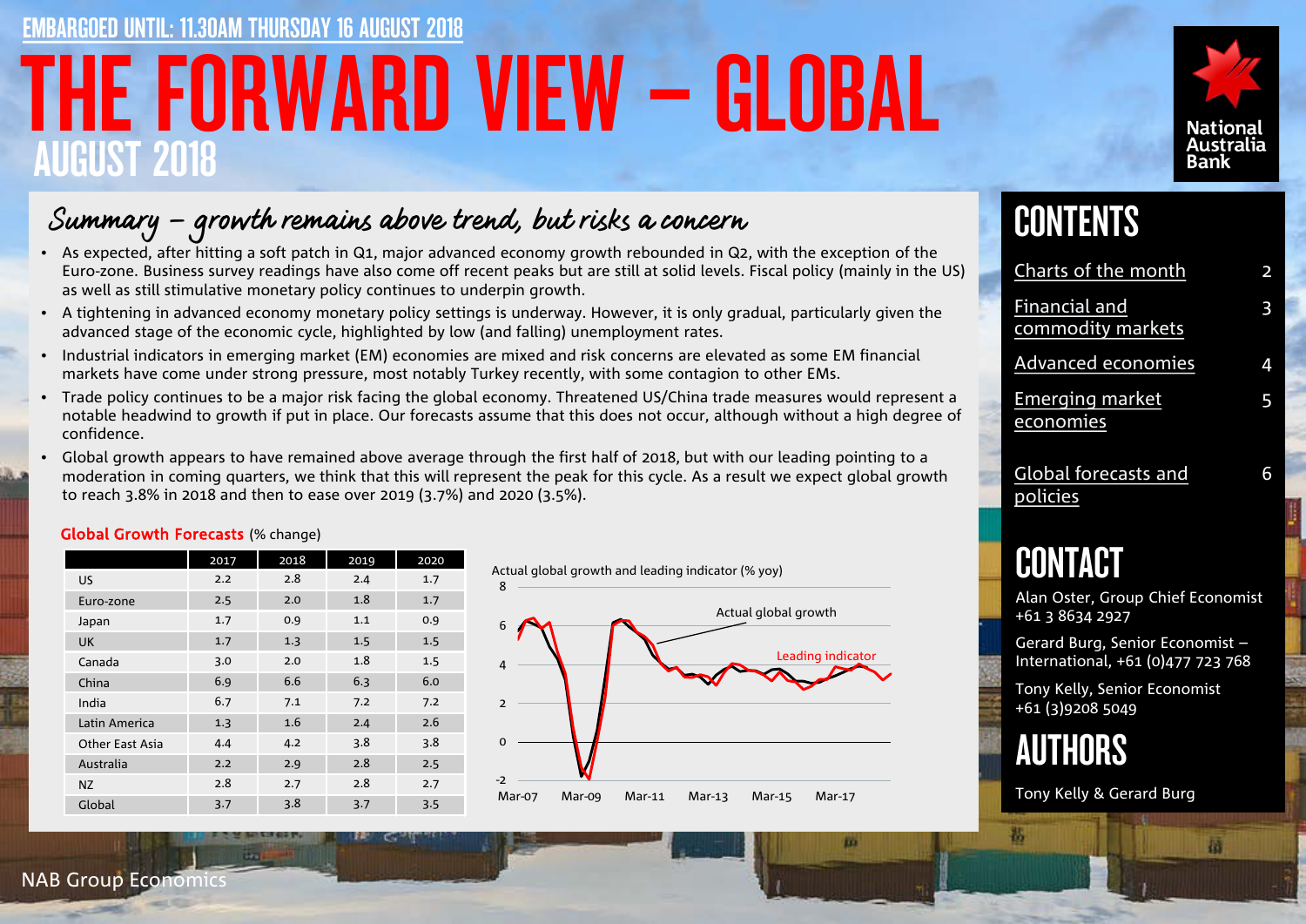EMBARGOED UNTIL: 11.30AM THURSDAY 16 AUGUST 2018

# THE FORWARD VIEW – GLOBAL

## AUGUST 2018

## Summary – growth remains above trend, but risks a concern

- As expected, after hitting a soft patch in Q1, major advanced economy growth rebounded in Q2, with the exception of the Euro-zone. Business survey readings have also come off recent peaks but are still at solid levels. Fiscal policy (mainly in the US) as well as still stimulative monetary policy continues to underpin growth.
- A tightening in advanced economy monetary policy settings is underway. However, it is only gradual, particularly given the advanced stage of the economic cycle, highlighted by low (and falling) unemployment rates.
- Industrial indicators in emerging market (EM) economies are mixed and risk concerns are elevated as some EM financial markets have come under strong pressure, most notably Turkey recently, with some contagion to other EMs.
- Trade policy continues to be a major risk facing the global economy. Threatened US/China trade measures would represent a notable headwind to growth if put in place. Our forecasts assume that this does not occur, although without a high degree of confidence.
- Global growth appears to have remained above average through the first half of 2018, but with our leading pointing to a moderation in coming quarters, we think that this will represent the peak for this cycle. As a result we expect global growth to reach 3.8% in 2018 and then to ease over 2019 (3.7%) and 2020 (3.5%).

**Global Growth Forecasts** (% change)

| | 2017 | 2018 | 2019 | 2020 |
|---|---|---|---|---|
| US | 2.2 | 2.8 | 2.4 | 1.7 |
| Euro-zone | 2.5 | 2.0 | 1.8 | 1.7 |
| Japan | 1.7 | 0.9 | 1.1 | 0.9 |
| UK | 1.7 | 1.3 | 1.5 | 1.5 |
| Canada | 3.0 | 2.0 | 1.8 | 1.5 |
| China | 6.9 | 6.6 | 6.3 | 6.0 |
| India | 6.7 | 7.1 | 7.2 | 7.2 |
| Latin America | 1.3 | 1.6 | 2.4 | 2.6 |
| Other East Asia | 4.4 | 4.2 | 3.8 | 3.8 |
| Australia | 2.2 | 2.9 | 2.8 | 2.5 |
| NZ | 2.8 | 2.7 | 2.8 | 2.7 |
| Global | 3.7 | 3.8 | 3.7 | 3.5 |

Actual global growth and leading indicator (% yoy)

## CONTENTS

- Charts of the month — 2
- Financial and commodity markets — 3
- Advanced economies — 4
- Emerging market economies — 5
- Global forecasts and policies — 6

## CONTACT

Alan Oster, Group Chief Economist
+61 3 8634 2927

Gerard Burg, Senior Economist – International, +61 (0)477 723 768

Tony Kelly, Senior Economist
+61 (3)9208 5049

## AUTHORS

Tony Kelly & Gerard Burg

NAB Group Economics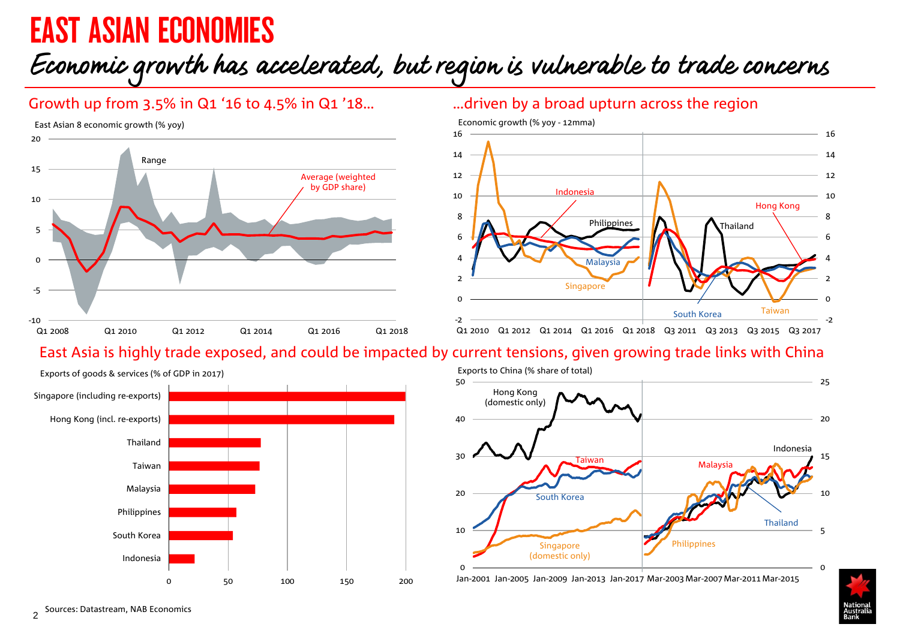# EAST ASIAN ECONOMIES

## Economic growth has accelerated, but region is vulnerable to trade concerns

### Growth up from 3.5% in Q1 '16 to 4.5% in Q1 '18…

East Asian 8 economic growth (% yoy)

Range

Average (weighted by GDP share)

### …driven by a broad upturn across the region

Economic growth (% yoy - 12mma)

Indonesia, Philippines, Malaysia, Singapore, Hong Kong, Thailand, South Korea, Taiwan

### East Asia is highly trade exposed, and could be impacted by current tensions, given growing trade links with China

Exports of goods & services (% of GDP in 2017)

Singapore (including re-exports), Hong Kong (incl. re-exports), Thailand, Taiwan, Malaysia, Philippines, South Korea, Indonesia

Exports to China (% share of total)

Hong Kong (domestic only), Taiwan, South Korea, Singapore (domestic only), Indonesia, Malaysia, Thailand, Philippines

Sources: Datastream, NAB Economics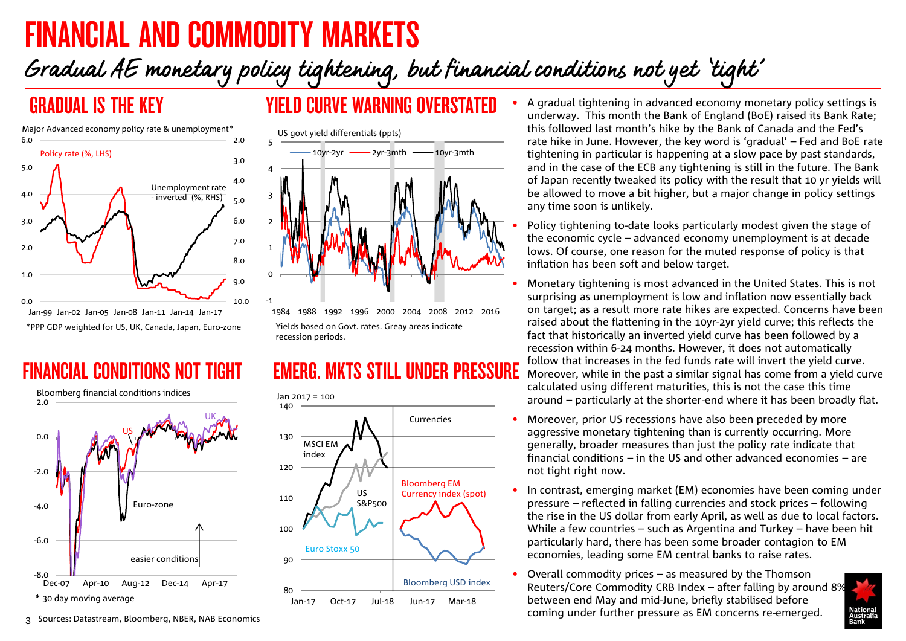# FINANCIAL AND COMMODITY MARKETS

## *Gradual AE monetary policy tightening, but financial conditions not yet 'tight'*

### GRADUAL IS THE KEY

Major Advanced economy policy rate & unemployment*

Policy rate (%, LHS)

Unemployment rate - inverted (%, RHS)

*PPP GDP weighted for US, UK, Canada, Japan, Euro-zone

### YIELD CURVE WARNING OVERSTATED

US govt yield differentials (ppts)

10yr-2yr, 2yr-3mth, 10yr-3mth

Yields based on Govt. rates. Greay areas indicate recession periods.

### FINANCIAL CONDITIONS NOT TIGHT

Bloomberg financial conditions indices

US, UK, Euro-zone

easier conditions

* 30 day moving average

### EMERG. MKTS STILL UNDER PRESSURE

Jan 2017 = 100

MSCI EM index, US S&P500, Euro Stoxx 50

Currencies: Bloomberg EM Currency index (spot), Bloomberg USD index

Sources: Datastream, Bloomberg, NBER, NAB Economics

- A gradual tightening in advanced economy monetary policy settings is underway. This month the Bank of England (BoE) raised its Bank Rate; this followed last month's hike by the Bank of Canada and the Fed's rate hike in June. However, the key word is 'gradual' – Fed and BoE rate tightening in particular is happening at a slow pace by past standards, and in the case of the ECB any tightening is still in the future. The Bank of Japan recently tweaked its policy with the result that 10 yr yields will be allowed to move a bit higher, but a major change in policy settings any time soon is unlikely.
- Policy tightening to-date looks particularly modest given the stage of the economic cycle – advanced economy unemployment is at decade lows. Of course, one reason for the muted response of policy is that inflation has been soft and below target.
- Monetary tightening is most advanced in the United States. This is not surprising as unemployment is low and inflation now essentially back on target; as a result more rate hikes are expected. Concerns have been raised about the flattening in the 10yr-2yr yield curve; this reflects the fact that historically an inverted yield curve has been followed by a recession within 6-24 months. However, it does not automatically follow that increases in the fed funds rate will invert the yield curve. Moreover, while in the past a similar signal has come from a yield curve calculated using different maturities, this is not the case this time around – particularly at the shorter-end where it has been broadly flat.
- Moreover, prior US recessions have also been preceded by more aggressive monetary tightening than is currently occurring. More generally, broader measures than just the policy rate indicate that financial conditions – in the US and other advanced economies – are not tight right now.
- In contrast, emerging market (EM) economies have been coming under pressure – reflected in falling currencies and stock prices – following the rise in the US dollar from early April, as well as due to local factors. While a few countries – such as Argentina and Turkey – have been hit particularly hard, there has been some broader contagion to EM economies, leading some EM central banks to raise rates.
- Overall commodity prices – as measured by the Thomson Reuters/Core Commodity CRB Index – after falling by around 8% between end May and mid-June, briefly stabilised before coming under further pressure as EM concerns re-emerged.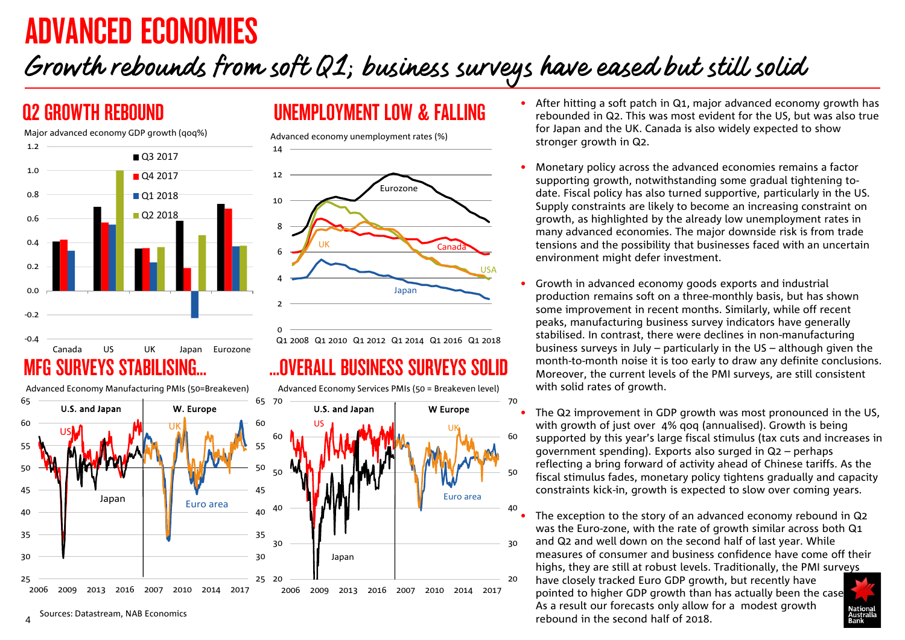# ADVANCED ECONOMIES

## *Growth rebounds from soft Q1; business surveys have eased but still solid*

### Q2 GROWTH REBOUND

Major advanced economy GDP growth (qoq%)

### UNEMPLOYMENT LOW & FALLING

Advanced economy unemployment rates (%)

### MFG SURVEYS STABILISING...

Advanced Economy Manufacturing PMIs (50=Breakeven)

### ...OVERALL BUSINESS SURVEYS SOLID

Advanced Economy Services PMIs (50 = Breakeven level)

Sources: Datastream, NAB Economics

- After hitting a soft patch in Q1, major advanced economy growth has rebounded in Q2. This was most evident for the US, but was also true for Japan and the UK. Canada is also widely expected to show stronger growth in Q2.
- Monetary policy across the advanced economies remains a factor supporting growth, notwithstanding some gradual tightening to-date. Fiscal policy has also turned supportive, particularly in the US. Supply constraints are likely to become an increasing constraint on growth, as highlighted by the already low unemployment rates in many advanced economies. The major downside risk is from trade tensions and the possibility that businesses faced with an uncertain environment might defer investment.
- Growth in advanced economy goods exports and industrial production remains soft on a three-monthly basis, but has shown some improvement in recent months. Similarly, while off recent peaks, manufacturing business survey indicators have generally stabilised. In contrast, there were declines in non-manufacturing business surveys in July – particularly in the US – although given the month-to-month noise it is too early to draw any definite conclusions. Moreover, the current levels of the PMI surveys, are still consistent with solid rates of growth.
- The Q2 improvement in GDP growth was most pronounced in the US, with growth of just over 4% qoq (annualised). Growth is being supported by this year's large fiscal stimulus (tax cuts and increases in government spending). Exports also surged in Q2 – perhaps reflecting a bring forward of activity ahead of Chinese tariffs. As the fiscal stimulus fades, monetary policy tightens gradually and capacity constraints kick-in, growth is expected to slow over coming years.
- The exception to the story of an advanced economy rebound in Q2 was the Euro-zone, with the rate of growth similar across both Q1 and Q2 and well down on the second half of last year. While measures of consumer and business confidence have come off their highs, they are still at robust levels. Traditionally, the PMI surveys have closely tracked Euro GDP growth, but recently have pointed to higher GDP growth than has actually been the case. As a result our forecasts only allow for a modest growth rebound in the second half of 2018.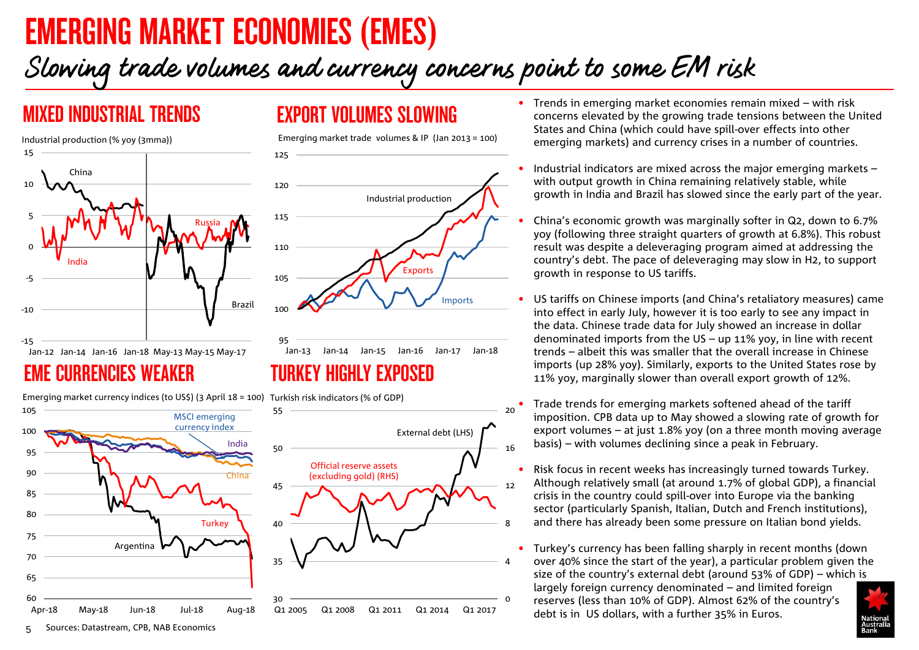# EMERGING MARKET ECONOMIES (EMES)

## Slowing trade volumes and currency concerns point to some EM risk

### MIXED INDUSTRIAL TRENDS

Industrial production (% yoy (3mma))

### EXPORT VOLUMES SLOWING

Emerging market trade volumes & IP (Jan 2013 = 100)

### EME CURRENCIES WEAKER

Emerging market currency indices (to US$) (3 April 18 = 100)

### TURKEY HIGHLY EXPOSED

Turkish risk indicators (% of GDP)

- Trends in emerging market economies remain mixed – with risk concerns elevated by the growing trade tensions between the United States and China (which could have spill-over effects into other emerging markets) and currency crises in a number of countries.
- Industrial indicators are mixed across the major emerging markets – with output growth in China remaining relatively stable, while growth in India and Brazil has slowed since the early part of the year.
- China's economic growth was marginally softer in Q2, down to 6.7% yoy (following three straight quarters of growth at 6.8%). This robust result was despite a deleveraging program aimed at addressing the country's debt. The pace of deleveraging may slow in H2, to support growth in response to US tariffs.
- US tariffs on Chinese imports (and China's retaliatory measures) came into effect in early July, however it is too early to see any impact in the data. Chinese trade data for July showed an increase in dollar denominated imports from the US – up 11% yoy, in line with recent trends – albeit this was smaller that the overall increase in Chinese imports (up 28% yoy). Similarly, exports to the United States rose by 11% yoy, marginally slower than overall export growth of 12%.
- Trade trends for emerging markets softened ahead of the tariff imposition. CPB data up to May showed a slowing rate of growth for export volumes – at just 1.8% yoy (on a three month moving average basis) – with volumes declining since a peak in February.
- Risk focus in recent weeks has increasingly turned towards Turkey. Although relatively small (at around 1.7% of global GDP), a financial crisis in the country could spill-over into Europe via the banking sector (particularly Spanish, Italian, Dutch and French institutions), and there has already been some pressure on Italian bond yields.
- Turkey's currency has been falling sharply in recent months (down over 40% since the start of the year), a particular problem given the size of the country's external debt (around 53% of GDP) – which is largely foreign currency denominated – and limited foreign reserves (less than 10% of GDP). Almost 62% of the country's debt is in US dollars, with a further 35% in Euros.

Sources: Datastream, CPB, NAB Economics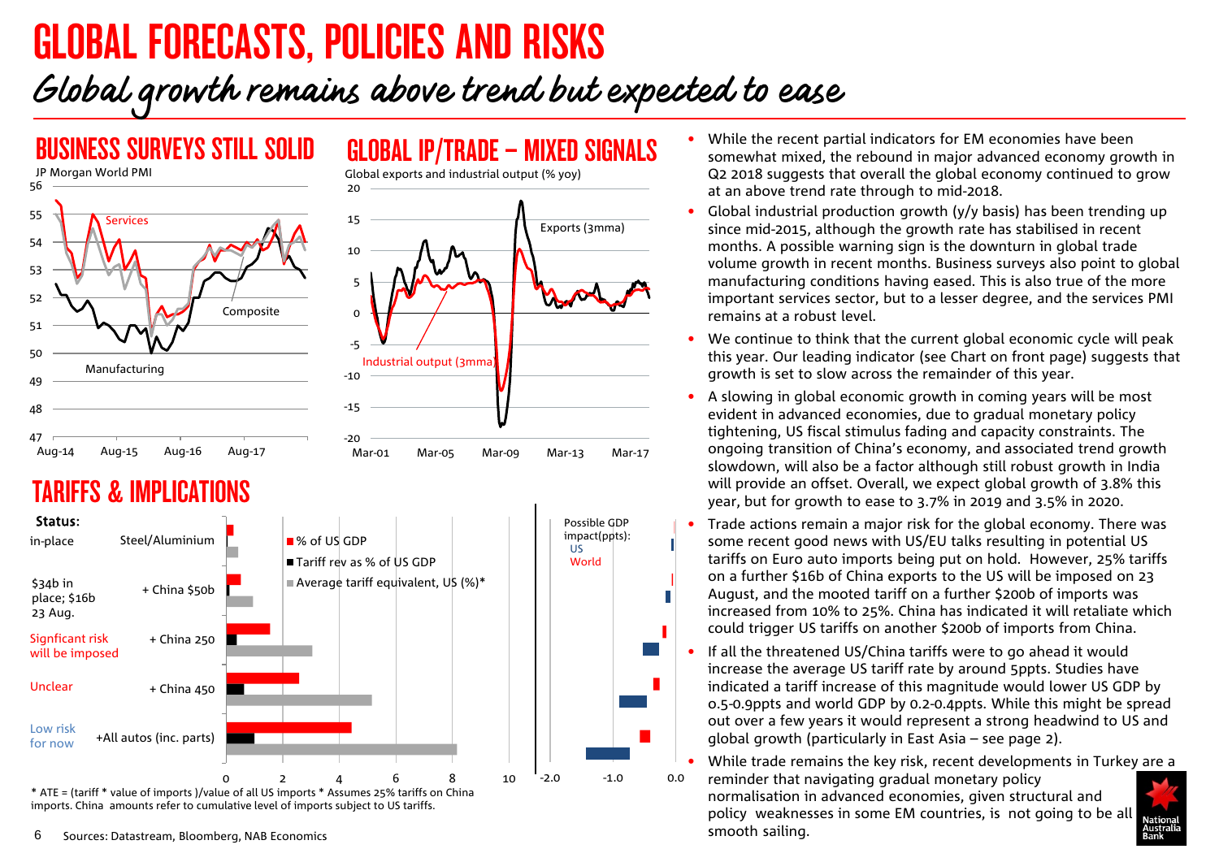# GLOBAL FORECASTS, POLICIES AND RISKS

## *Global growth remains above trend but expected to ease*

### BUSINESS SURVEYS STILL SOLID

JP Morgan World PMI

Services

Composite

Manufacturing

### GLOBAL IP/TRADE – MIXED SIGNALS

Global exports and industrial output (% yoy)

Exports (3mma)

Industrial output (3mma)

### TARIFFS & IMPLICATIONS

| Status: | | % of US GDP / Tariff rev as % of US GDP / Average tariff equivalent, US (%)* | Possible GDP impact(ppts): US / World |
|---|---|---|---|
| in-place | Steel/Aluminium | | |
| $34b in place; $16b 23 Aug. | + China $50b | | |
| Signficant risk will be imposed | + China 250 | | |
| Unclear | + China 450 | | |
| Low risk for now | +All autos (inc. parts) | | |

* ATE = (tariff * value of imports )/value of all US imports * Assumes 25% tariffs on China imports. China amounts refer to cumulative level of imports subject to US tariffs.

- While the recent partial indicators for EM economies have been somewhat mixed, the rebound in major advanced economy growth in Q2 2018 suggests that overall the global economy continued to grow at an above trend rate through to mid-2018.
- Global industrial production growth (y/y basis) has been trending up since mid-2015, although the growth rate has stabilised in recent months. A possible warning sign is the downturn in global trade volume growth in recent months. Business surveys also point to global manufacturing conditions having eased. This is also true of the more important services sector, but to a lesser degree, and the services PMI remains at a robust level.
- We continue to think that the current global economic cycle will peak this year. Our leading indicator (see Chart on front page) suggests that growth is set to slow across the remainder of this year.
- A slowing in global economic growth in coming years will be most evident in advanced economies, due to gradual monetary policy tightening, US fiscal stimulus fading and capacity constraints. The ongoing transition of China's economy, and associated trend growth slowdown, will also be a factor although still robust growth in India will provide an offset. Overall, we expect global growth of 3.8% this year, but for growth to ease to 3.7% in 2019 and 3.5% in 2020.
- Trade actions remain a major risk for the global economy. There was some recent good news with US/EU talks resulting in potential US tariffs on Euro auto imports being put on hold. However, 25% tariffs on a further $16b of China exports to the US will be imposed on 23 August, and the mooted tariff on a further $200b of imports was increased from 10% to 25%. China has indicated it will retaliate which could trigger US tariffs on another $200b of imports from China.
- If all the threatened US/China tariffs were to go ahead it would increase the average US tariff rate by around 5ppts. Studies have indicated a tariff increase of this magnitude would lower US GDP by 0.5-0.9ppts and world GDP by 0.2-0.4ppts. While this might be spread out over a few years it would represent a strong headwind to US and global growth (particularly in East Asia – see page 2).
- While trade remains the key risk, recent developments in Turkey are a reminder that navigating gradual monetary policy normalisation in advanced economies, given structural and policy weaknesses in some EM countries, is not going to be all smooth sailing.

Sources: Datastream, Bloomberg, NAB Economics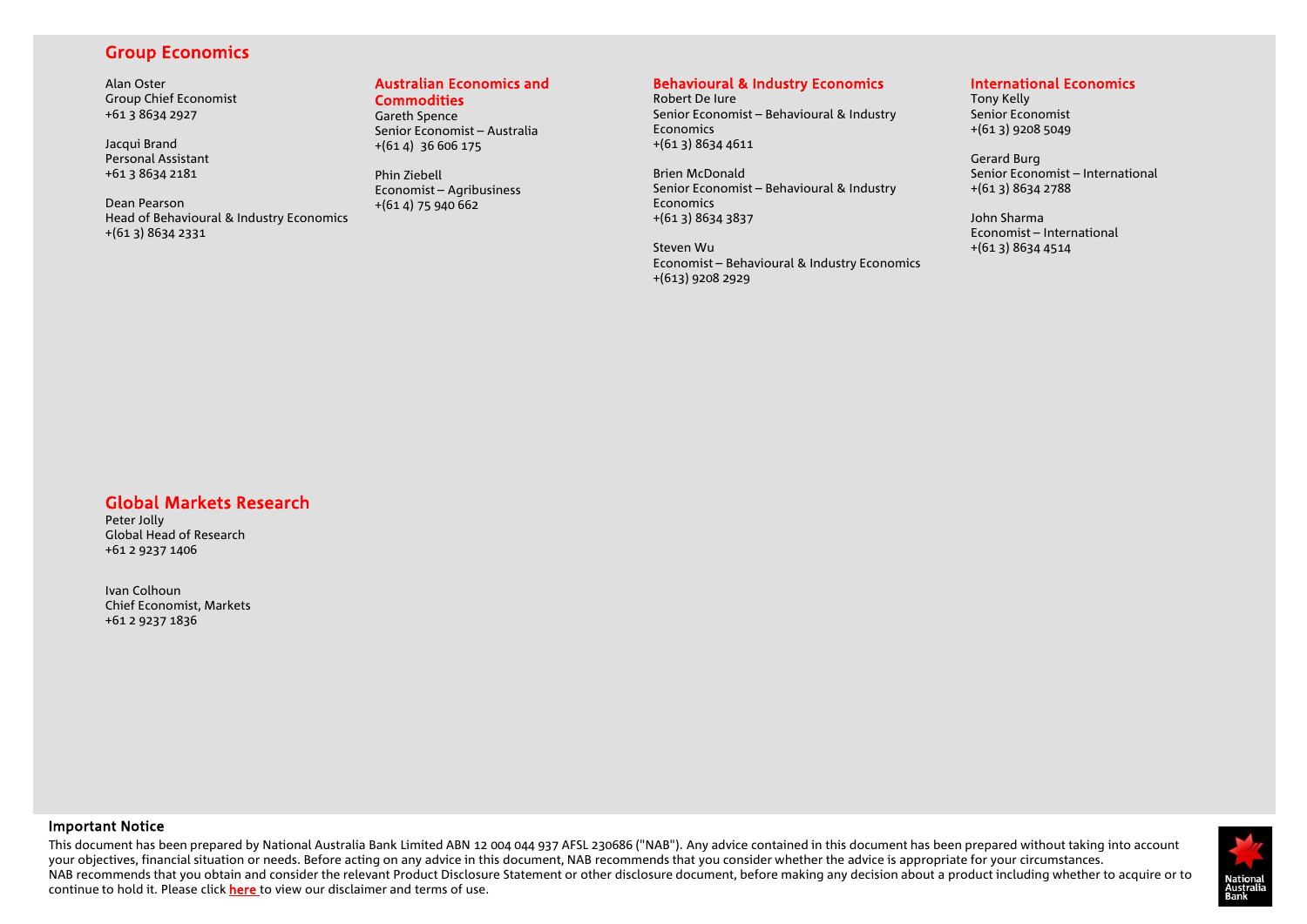## Group Economics

Alan Oster
Group Chief Economist
+61 3 8634 2927

Jacqui Brand
Personal Assistant
+61 3 8634 2181

Dean Pearson
Head of Behavioural & Industry Economics
+(61 3) 8634 2331

### Australian Economics and Commodities

Gareth Spence
Senior Economist – Australia
+(61 4) 36 606 175

Phin Ziebell
Economist – Agribusiness
+(61 4) 75 940 662

### Behavioural & Industry Economics

Robert De Iure
Senior Economist – Behavioural & Industry Economics
+(61 3) 8634 4611

Brien McDonald
Senior Economist – Behavioural & Industry Economics
+(61 3) 8634 3837

Steven Wu
Economist – Behavioural & Industry Economics
+(613) 9208 2929

### International Economics

Tony Kelly
Senior Economist
+(61 3) 9208 5049

Gerard Burg
Senior Economist – International
+(61 3) 8634 2788

John Sharma
Economist – International
+(61 3) 8634 4514

## Global Markets Research

Peter Jolly
Global Head of Research
+61 2 9237 1406

Ivan Colhoun
Chief Economist, Markets
+61 2 9237 1836

**Important Notice**

This document has been prepared by National Australia Bank Limited ABN 12 004 044 937 AFSL 230686 ("NAB"). Any advice contained in this document has been prepared without taking into account your objectives, financial situation or needs. Before acting on any advice in this document, NAB recommends that you consider whether the advice is appropriate for your circumstances. NAB recommends that you obtain and consider the relevant Product Disclosure Statement or other disclosure document, before making any decision about a product including whether to acquire or to continue to hold it. Please click **here** to view our disclaimer and terms of use.